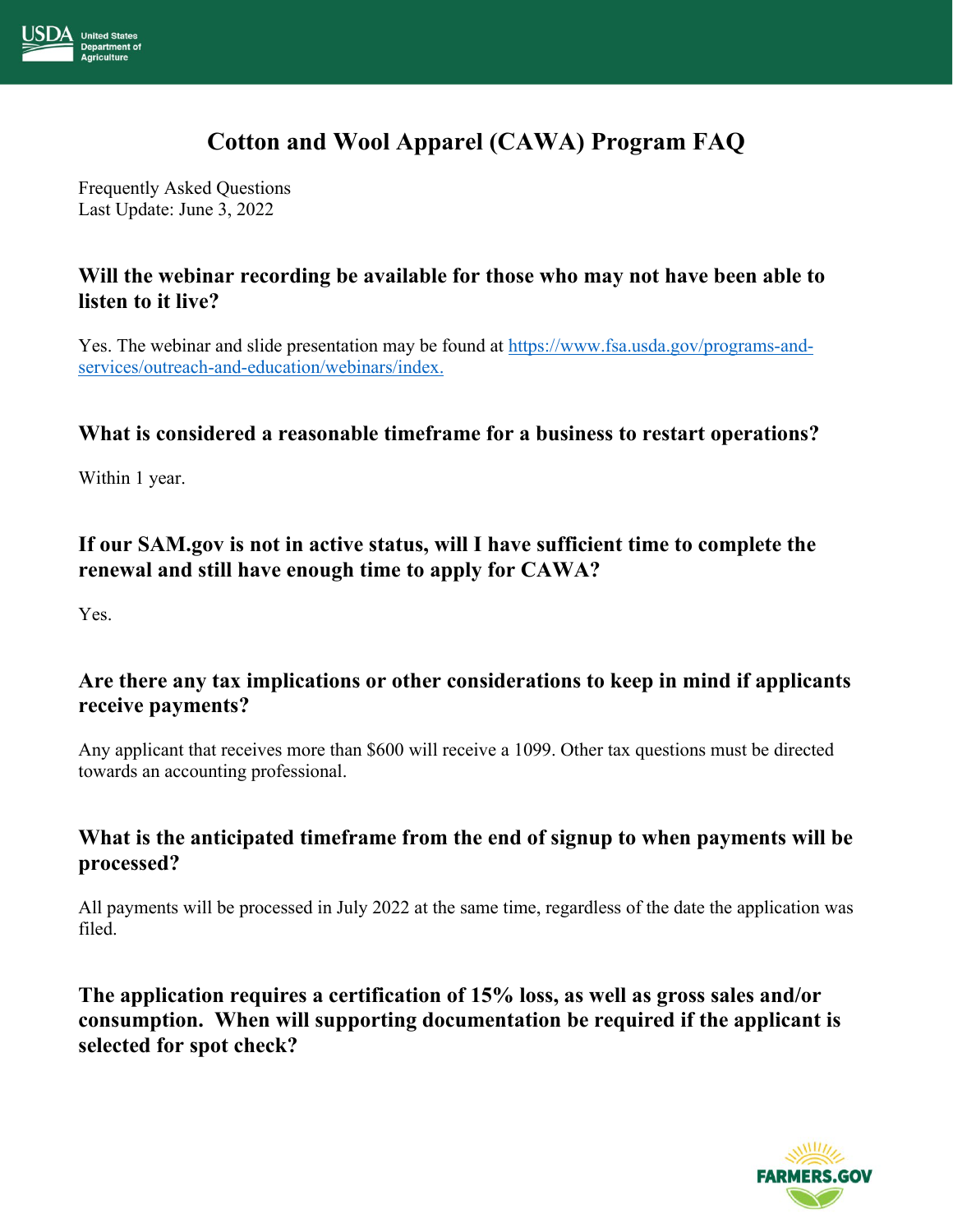# Cotton and Wool Apparel (CAWA) Program FAQ

Frequently Asked Questions
Last Update: June 3, 2022

### Will the webinar recording be available for those who may not have been able to listen to it live?

Yes. The webinar and slide presentation may be found at [https://www.fsa.usda.gov/programs-and-services/outreach-and-education/webinars/index.](https://www.fsa.usda.gov/programs-and-services/outreach-and-education/webinars/index)

### What is considered a reasonable timeframe for a business to restart operations?

Within 1 year.

### If our SAM.gov is not in active status, will I have sufficient time to complete the renewal and still have enough time to apply for CAWA?

Yes.

### Are there any tax implications or other considerations to keep in mind if applicants receive payments?

Any applicant that receives more than $600 will receive a 1099. Other tax questions must be directed towards an accounting professional.

### What is the anticipated timeframe from the end of signup to when payments will be processed?

All payments will be processed in July 2022 at the same time, regardless of the date the application was filed.

### The application requires a certification of 15% loss, as well as gross sales and/or consumption. When will supporting documentation be required if the applicant is selected for spot check?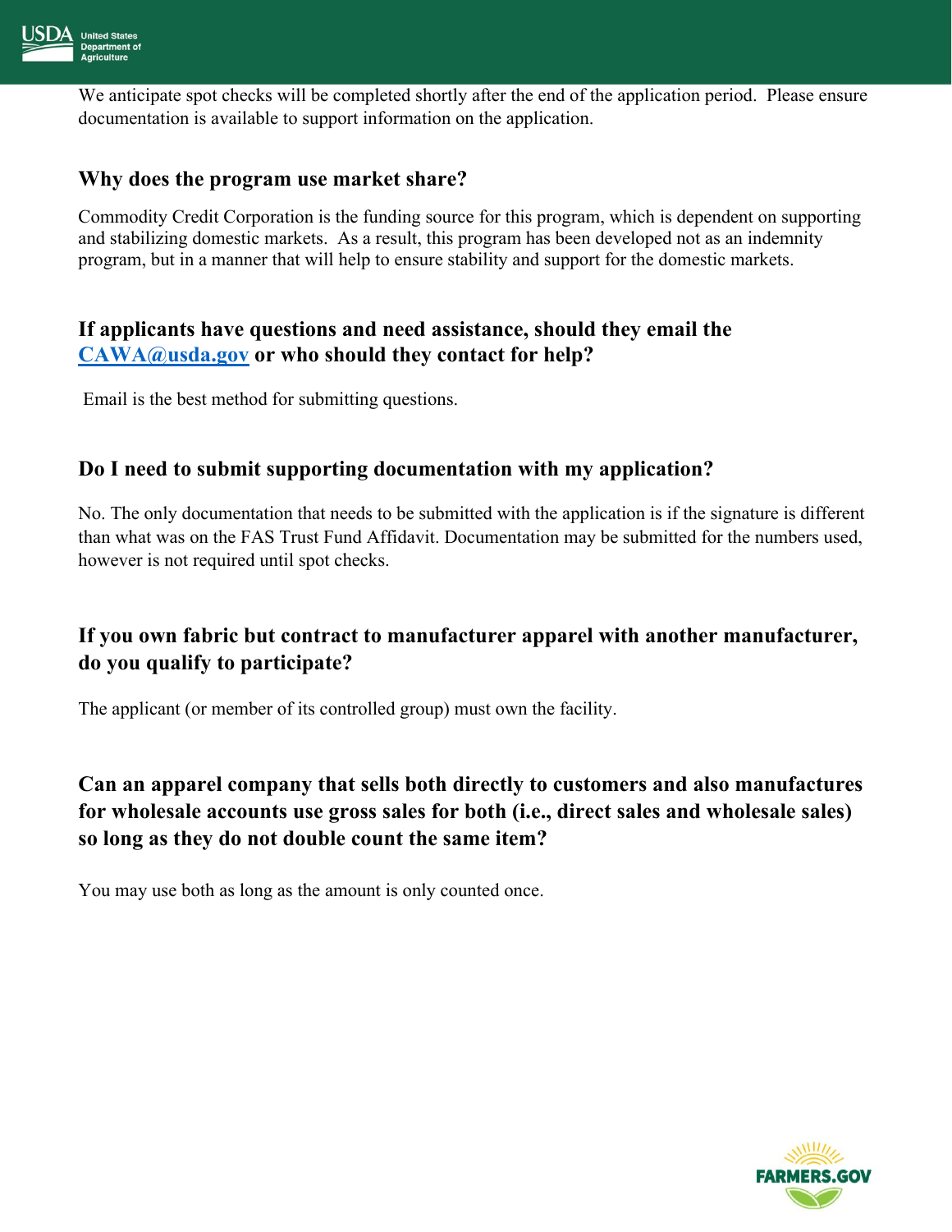We anticipate spot checks will be completed shortly after the end of the application period. Please ensure documentation is available to support information on the application.

### Why does the program use market share?

Commodity Credit Corporation is the funding source for this program, which is dependent on supporting and stabilizing domestic markets. As a result, this program has been developed not as an indemnity program, but in a manner that will help to ensure stability and support for the domestic markets.

### If applicants have questions and need assistance, should they email the CAWA@usda.gov or who should they contact for help?

Email is the best method for submitting questions.

### Do I need to submit supporting documentation with my application?

No. The only documentation that needs to be submitted with the application is if the signature is different than what was on the FAS Trust Fund Affidavit. Documentation may be submitted for the numbers used, however is not required until spot checks.

### If you own fabric but contract to manufacturer apparel with another manufacturer, do you qualify to participate?

The applicant (or member of its controlled group) must own the facility.

### Can an apparel company that sells both directly to customers and also manufactures for wholesale accounts use gross sales for both (i.e., direct sales and wholesale sales) so long as they do not double count the same item?

You may use both as long as the amount is only counted once.